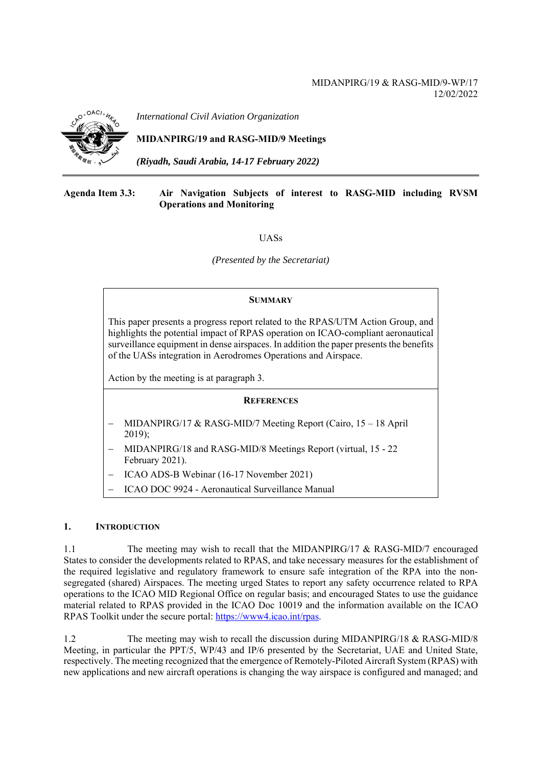MIDANPIRG/19 & RASG-MID/9-WP/17
12/02/2022

*International Civil Aviation Organization*

**MIDANPIRG/19 and RASG-MID/9 Meetings**

***(Riyadh, Saudi Arabia, 14-17 February 2022)***

**Agenda Item 3.3: Air Navigation Subjects of interest to RASG-MID including RVSM Operations and Monitoring**

UASs

*(Presented by the Secretariat)*

**SUMMARY**

This paper presents a progress report related to the RPAS/UTM Action Group, and highlights the potential impact of RPAS operation on ICAO-compliant aeronautical surveillance equipment in dense airspaces. In addition the paper presents the benefits of the UASs integration in Aerodromes Operations and Airspace.

Action by the meeting is at paragraph 3.

**REFERENCES**

- MIDANPIRG/17 & RASG-MID/7 Meeting Report (Cairo, 15 – 18 April 2019);
- MIDANPIRG/18 and RASG-MID/8 Meetings Report (virtual, 15 - 22 February 2021).
- ICAO ADS-B Webinar (16-17 November 2021)
- ICAO DOC 9924 - Aeronautical Surveillance Manual

## 1. INTRODUCTION

1.1 The meeting may wish to recall that the MIDANPIRG/17 & RASG-MID/7 encouraged States to consider the developments related to RPAS, and take necessary measures for the establishment of the required legislative and regulatory framework to ensure safe integration of the RPA into the non-segregated (shared) Airspaces. The meeting urged States to report any safety occurrence related to RPA operations to the ICAO MID Regional Office on regular basis; and encouraged States to use the guidance material related to RPAS provided in the ICAO Doc 10019 and the information available on the ICAO RPAS Toolkit under the secure portal: https://www4.icao.int/rpas.

1.2 The meeting may wish to recall the discussion during MIDANPIRG/18 & RASG-MID/8 Meeting, in particular the PPT/5, WP/43 and IP/6 presented by the Secretariat, UAE and United State, respectively. The meeting recognized that the emergence of Remotely-Piloted Aircraft System (RPAS) with new applications and new aircraft operations is changing the way airspace is configured and managed; and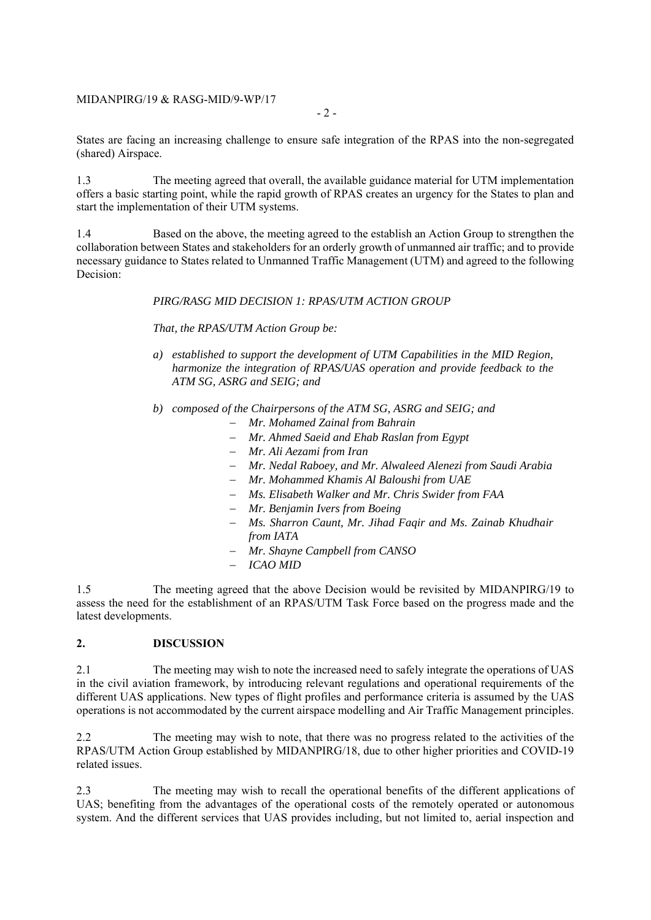States are facing an increasing challenge to ensure safe integration of the RPAS into the non-segregated (shared) Airspace.

1.3 The meeting agreed that overall, the available guidance material for UTM implementation offers a basic starting point, while the rapid growth of RPAS creates an urgency for the States to plan and start the implementation of their UTM systems.

1.4 Based on the above, the meeting agreed to the establish an Action Group to strengthen the collaboration between States and stakeholders for an orderly growth of unmanned air traffic; and to provide necessary guidance to States related to Unmanned Traffic Management (UTM) and agreed to the following Decision:

*PIRG/RASG MID DECISION 1: RPAS/UTM ACTION GROUP*

*That, the RPAS/UTM Action Group be:*

*a) established to support the development of UTM Capabilities in the MID Region, harmonize the integration of RPAS/UAS operation and provide feedback to the ATM SG, ASRG and SEIG; and*

*b) composed of the Chairpersons of the ATM SG, ASRG and SEIG; and*
   - *Mr. Mohamed Zainal from Bahrain*
   - *Mr. Ahmed Saeid and Ehab Raslan from Egypt*
   - *Mr. Ali Aezami from Iran*
   - *Mr. Nedal Raboey, and Mr. Alwaleed Alenezi from Saudi Arabia*
   - *Mr. Mohammed Khamis Al Baloushi from UAE*
   - *Ms. Elisabeth Walker and Mr. Chris Swider from FAA*
   - *Mr. Benjamin Ivers from Boeing*
   - *Ms. Sharron Caunt, Mr. Jihad Faqir and Ms. Zainab Khudhair from IATA*
   - *Mr. Shayne Campbell from CANSO*
   - *ICAO MID*

1.5 The meeting agreed that the above Decision would be revisited by MIDANPIRG/19 to assess the need for the establishment of an RPAS/UTM Task Force based on the progress made and the latest developments.

## 2. DISCUSSION

2.1 The meeting may wish to note the increased need to safely integrate the operations of UAS in the civil aviation framework, by introducing relevant regulations and operational requirements of the different UAS applications. New types of flight profiles and performance criteria is assumed by the UAS operations is not accommodated by the current airspace modelling and Air Traffic Management principles.

2.2 The meeting may wish to note, that there was no progress related to the activities of the RPAS/UTM Action Group established by MIDANPIRG/18, due to other higher priorities and COVID-19 related issues.

2.3 The meeting may wish to recall the operational benefits of the different applications of UAS; benefiting from the advantages of the operational costs of the remotely operated or autonomous system. And the different services that UAS provides including, but not limited to, aerial inspection and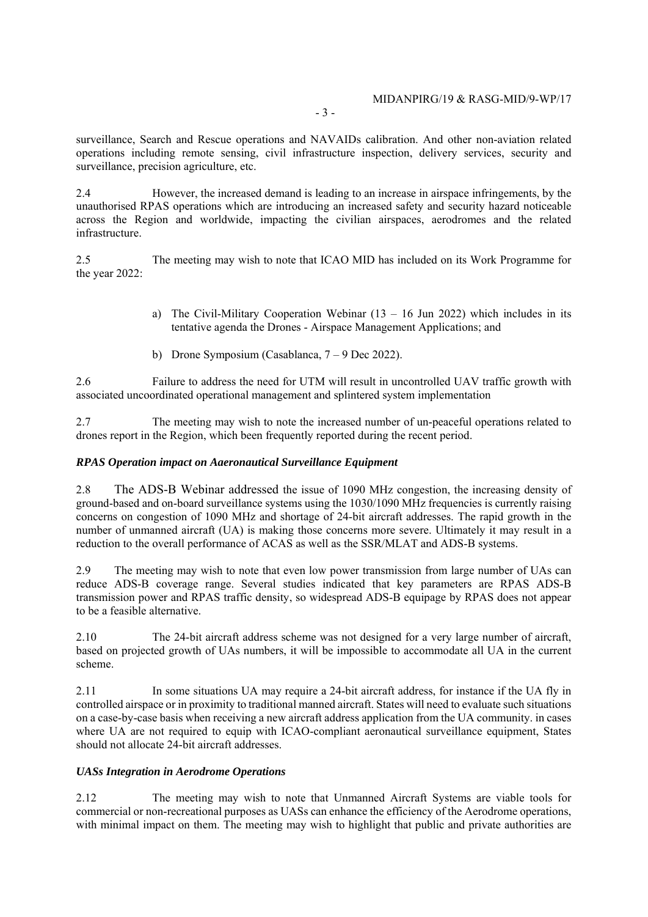surveillance, Search and Rescue operations and NAVAIDs calibration. And other non-aviation related operations including remote sensing, civil infrastructure inspection, delivery services, security and surveillance, precision agriculture, etc.

2.4 However, the increased demand is leading to an increase in airspace infringements, by the unauthorised RPAS operations which are introducing an increased safety and security hazard noticeable across the Region and worldwide, impacting the civilian airspaces, aerodromes and the related infrastructure.

2.5 The meeting may wish to note that ICAO MID has included on its Work Programme for the year 2022:

a) The Civil-Military Cooperation Webinar (13 – 16 Jun 2022) which includes in its tentative agenda the Drones - Airspace Management Applications; and

b) Drone Symposium (Casablanca, 7 – 9 Dec 2022).

2.6 Failure to address the need for UTM will result in uncontrolled UAV traffic growth with associated uncoordinated operational management and splintered system implementation

2.7 The meeting may wish to note the increased number of un-peaceful operations related to drones report in the Region, which been frequently reported during the recent period.

***RPAS Operation impact on Aaeronautical Surveillance Equipment***

2.8 The ADS-B Webinar addressed the issue of 1090 MHz congestion, the increasing density of ground-based and on-board surveillance systems using the 1030/1090 MHz frequencies is currently raising concerns on congestion of 1090 MHz and shortage of 24-bit aircraft addresses. The rapid growth in the number of unmanned aircraft (UA) is making those concerns more severe. Ultimately it may result in a reduction to the overall performance of ACAS as well as the SSR/MLAT and ADS-B systems.

2.9 The meeting may wish to note that even low power transmission from large number of UAs can reduce ADS-B coverage range. Several studies indicated that key parameters are RPAS ADS-B transmission power and RPAS traffic density, so widespread ADS-B equipage by RPAS does not appear to be a feasible alternative.

2.10 The 24-bit aircraft address scheme was not designed for a very large number of aircraft, based on projected growth of UAs numbers, it will be impossible to accommodate all UA in the current scheme.

2.11 In some situations UA may require a 24-bit aircraft address, for instance if the UA fly in controlled airspace or in proximity to traditional manned aircraft. States will need to evaluate such situations on a case-by-case basis when receiving a new aircraft address application from the UA community. in cases where UA are not required to equip with ICAO-compliant aeronautical surveillance equipment, States should not allocate 24-bit aircraft addresses.

***UASs Integration in Aerodrome Operations***

2.12 The meeting may wish to note that Unmanned Aircraft Systems are viable tools for commercial or non-recreational purposes as UASs can enhance the efficiency of the Aerodrome operations, with minimal impact on them. The meeting may wish to highlight that public and private authorities are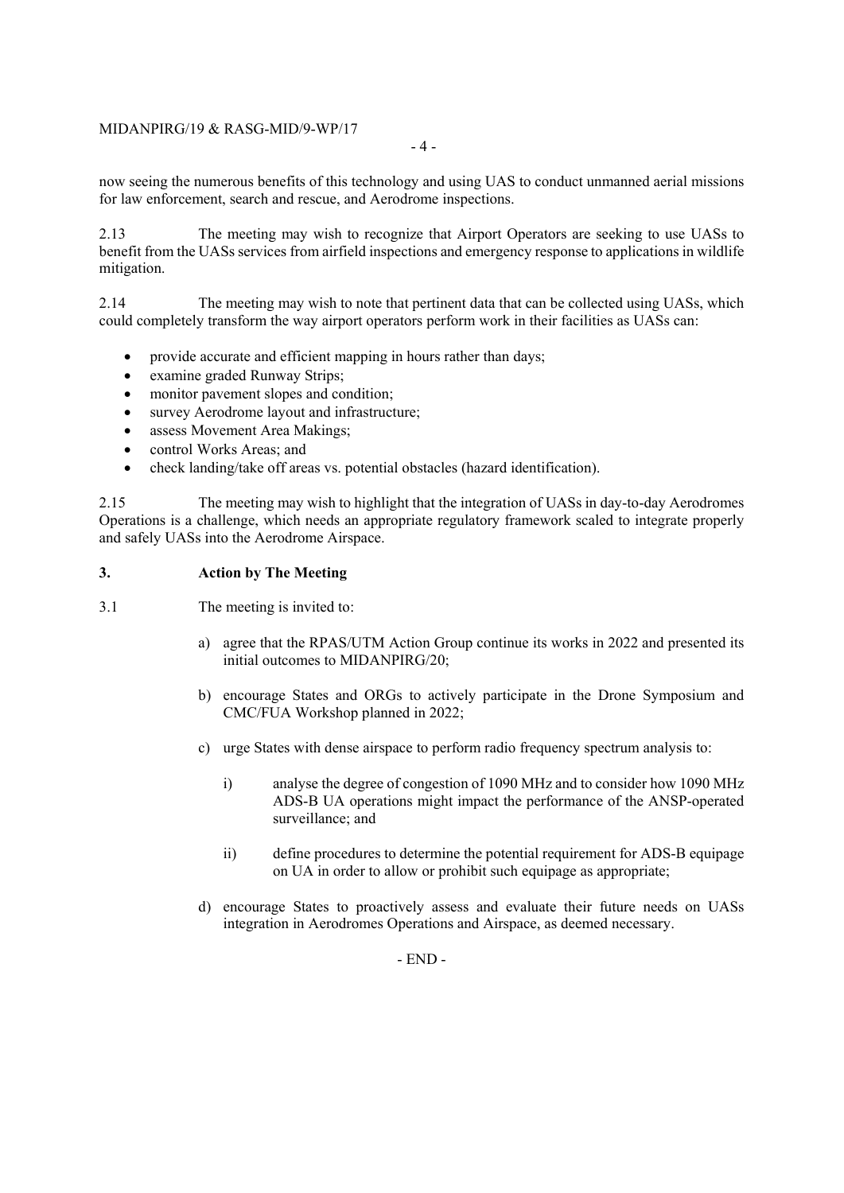now seeing the numerous benefits of this technology and using UAS to conduct unmanned aerial missions for law enforcement, search and rescue, and Aerodrome inspections.

2.13 The meeting may wish to recognize that Airport Operators are seeking to use UASs to benefit from the UASs services from airfield inspections and emergency response to applications in wildlife mitigation.

2.14 The meeting may wish to note that pertinent data that can be collected using UASs, which could completely transform the way airport operators perform work in their facilities as UASs can:

- provide accurate and efficient mapping in hours rather than days;
- examine graded Runway Strips;
- monitor pavement slopes and condition;
- survey Aerodrome layout and infrastructure;
- assess Movement Area Makings;
- control Works Areas; and
- check landing/take off areas vs. potential obstacles (hazard identification).

2.15 The meeting may wish to highlight that the integration of UASs in day-to-day Aerodromes Operations is a challenge, which needs an appropriate regulatory framework scaled to integrate properly and safely UASs into the Aerodrome Airspace.

## 3. Action by The Meeting

3.1 The meeting is invited to:

a) agree that the RPAS/UTM Action Group continue its works in 2022 and presented its initial outcomes to MIDANPIRG/20;

b) encourage States and ORGs to actively participate in the Drone Symposium and CMC/FUA Workshop planned in 2022;

c) urge States with dense airspace to perform radio frequency spectrum analysis to:

   i) analyse the degree of congestion of 1090 MHz and to consider how 1090 MHz ADS-B UA operations might impact the performance of the ANSP-operated surveillance; and

   ii) define procedures to determine the potential requirement for ADS-B equipage on UA in order to allow or prohibit such equipage as appropriate;

d) encourage States to proactively assess and evaluate their future needs on UASs integration in Aerodromes Operations and Airspace, as deemed necessary.

- END -